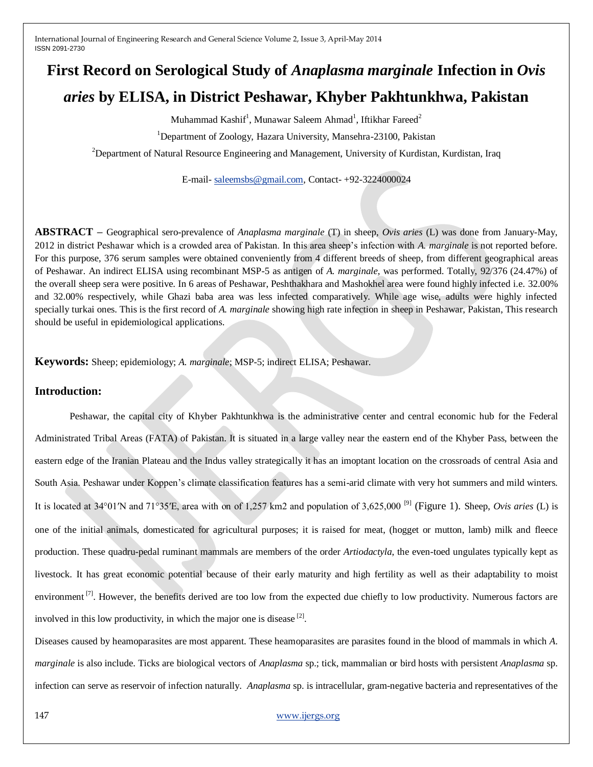# First Record on Serological Study of *Anaplasma marginale* Infection in *Ovis aries* by ELISA, in District Peshawar, Khyber Pakhtunkhwa, Pakistan

Muhammad Kashif[1], Munawar Saleem Ahmad[1], Iftikhar Fareed[2]

[1]Department of Zoology, Hazara University, Mansehra-23100, Pakistan

[2]Department of Natural Resource Engineering and Management, University of Kurdistan, Kurdistan, Iraq

E-mail- saleemsbs@gmail.com, Contact- +92-3224000024

**ABSTRACT –** Geographical sero-prevalence of *Anaplasma marginale* (T) in sheep, *Ovis aries* (L) was done from January-May, 2012 in district Peshawar which is a crowded area of Pakistan. In this area sheep's infection with *A. marginale* is not reported before. For this purpose, 376 serum samples were obtained conveniently from 4 different breeds of sheep, from different geographical areas of Peshawar. An indirect ELISA using recombinant MSP-5 as antigen of *A. marginale,* was performed. Totally, 92/376 (24.47%) of the overall sheep sera were positive. In 6 areas of Peshawar, Peshthakhara and Mashokhel area were found highly infected i.e. 32.00% and 32.00% respectively, while Ghazi baba area was less infected comparatively. While age wise, adults were highly infected specially turkai ones. This is the first record of *A. marginale* showing high rate infection in sheep in Peshawar, Pakistan, This research should be useful in epidemiological applications.

**Keywords:** Sheep; epidemiology; *A. marginale*; MSP-5; indirect ELISA; Peshawar.

## Introduction:

Peshawar, the capital city of Khyber Pakhtunkhwa is the administrative center and central economic hub for the Federal Administrated Tribal Areas (FATA) of Pakistan. It is situated in a large valley near the eastern end of the Khyber Pass, between the eastern edge of the Iranian Plateau and the Indus valley strategically it has an imoptant location on the crossroads of central Asia and South Asia. Peshawar under Koppen's climate classification features has a semi-arid climate with very hot summers and mild winters. It is located at 34°01′N and 71°35′E, area with on of 1,257 km2 and population of 3,625,000 [9] (Figure 1). Sheep, *Ovis aries* (L) is one of the initial animals, domesticated for agricultural purposes; it is raised for meat, (hogget or mutton, lamb) milk and fleece production. These quadru-pedal ruminant mammals are members of the order *Artiodactyla*, the even-toed ungulates typically kept as livestock. It has great economic potential because of their early maturity and high fertility as well as their adaptability to moist environment [7]. However, the benefits derived are too low from the expected due chiefly to low productivity. Numerous factors are involved in this low productivity, in which the major one is disease [2].

Diseases caused by heamoparasites are most apparent. These heamoparasites are parasites found in the blood of mammals in which *A. marginale* is also include. Ticks are biological vectors of *Anaplasma* sp.; tick, mammalian or bird hosts with persistent *Anaplasma* sp. infection can serve as reservoir of infection naturally. *Anaplasma* sp. is intracellular, gram-negative bacteria and representatives of the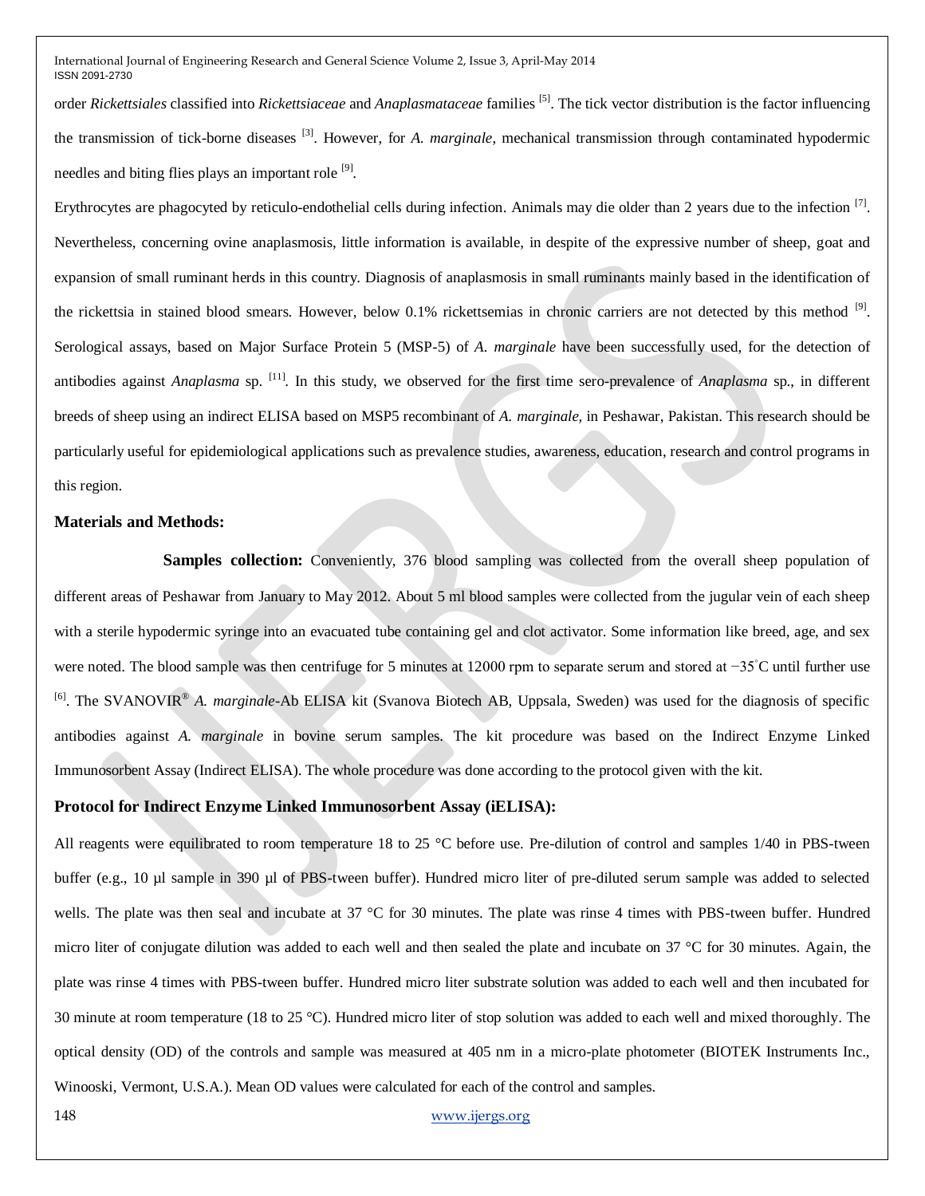order *Rickettsiales* classified into *Rickettsiaceae* and *Anaplasmataceae* families [5]. The tick vector distribution is the factor influencing the transmission of tick-borne diseases [3]. However, for *A. marginale*, mechanical transmission through contaminated hypodermic needles and biting flies plays an important role [9].

Erythrocytes are phagocyted by reticulo-endothelial cells during infection. Animals may die older than 2 years due to the infection [7]. Nevertheless, concerning ovine anaplasmosis, little information is available, in despite of the expressive number of sheep, goat and expansion of small ruminant herds in this country. Diagnosis of anaplasmosis in small ruminants mainly based in the identification of the rickettsia in stained blood smears. However, below 0.1% rickettsemias in chronic carriers are not detected by this method [9]. Serological assays, based on Major Surface Protein 5 (MSP-5) of *A. marginale* have been successfully used, for the detection of antibodies against *Anaplasma* sp. [11]. In this study, we observed for the first time sero-prevalence of *Anaplasma* sp., in different breeds of sheep using an indirect ELISA based on MSP5 recombinant of *A. marginale*, in Peshawar, Pakistan. This research should be particularly useful for epidemiological applications such as prevalence studies, awareness, education, research and control programs in this region.

## Materials and Methods:

**Samples collection:** Conveniently, 376 blood sampling was collected from the overall sheep population of different areas of Peshawar from January to May 2012. About 5 ml blood samples were collected from the jugular vein of each sheep with a sterile hypodermic syringe into an evacuated tube containing gel and clot activator. Some information like breed, age, and sex were noted. The blood sample was then centrifuge for 5 minutes at 12000 rpm to separate serum and stored at −35°C until further use [6]. The SVANOVIR® *A. marginale*-Ab ELISA kit (Svanova Biotech AB, Uppsala, Sweden) was used for the diagnosis of specific antibodies against *A. marginale* in bovine serum samples. The kit procedure was based on the Indirect Enzyme Linked Immunosorbent Assay (Indirect ELISA). The whole procedure was done according to the protocol given with the kit.

## Protocol for Indirect Enzyme Linked Immunosorbent Assay (iELISA):

All reagents were equilibrated to room temperature 18 to 25 °C before use. Pre-dilution of control and samples 1/40 in PBS-tween buffer (e.g., 10 µl sample in 390 µl of PBS-tween buffer). Hundred micro liter of pre-diluted serum sample was added to selected wells. The plate was then seal and incubate at 37 °C for 30 minutes. The plate was rinse 4 times with PBS-tween buffer. Hundred micro liter of conjugate dilution was added to each well and then sealed the plate and incubate on 37 °C for 30 minutes. Again, the plate was rinse 4 times with PBS-tween buffer. Hundred micro liter substrate solution was added to each well and then incubated for 30 minute at room temperature (18 to 25 °C). Hundred micro liter of stop solution was added to each well and mixed thoroughly. The optical density (OD) of the controls and sample was measured at 405 nm in a micro-plate photometer (BIOTEK Instruments Inc., Winooski, Vermont, U.S.A.). Mean OD values were calculated for each of the control and samples.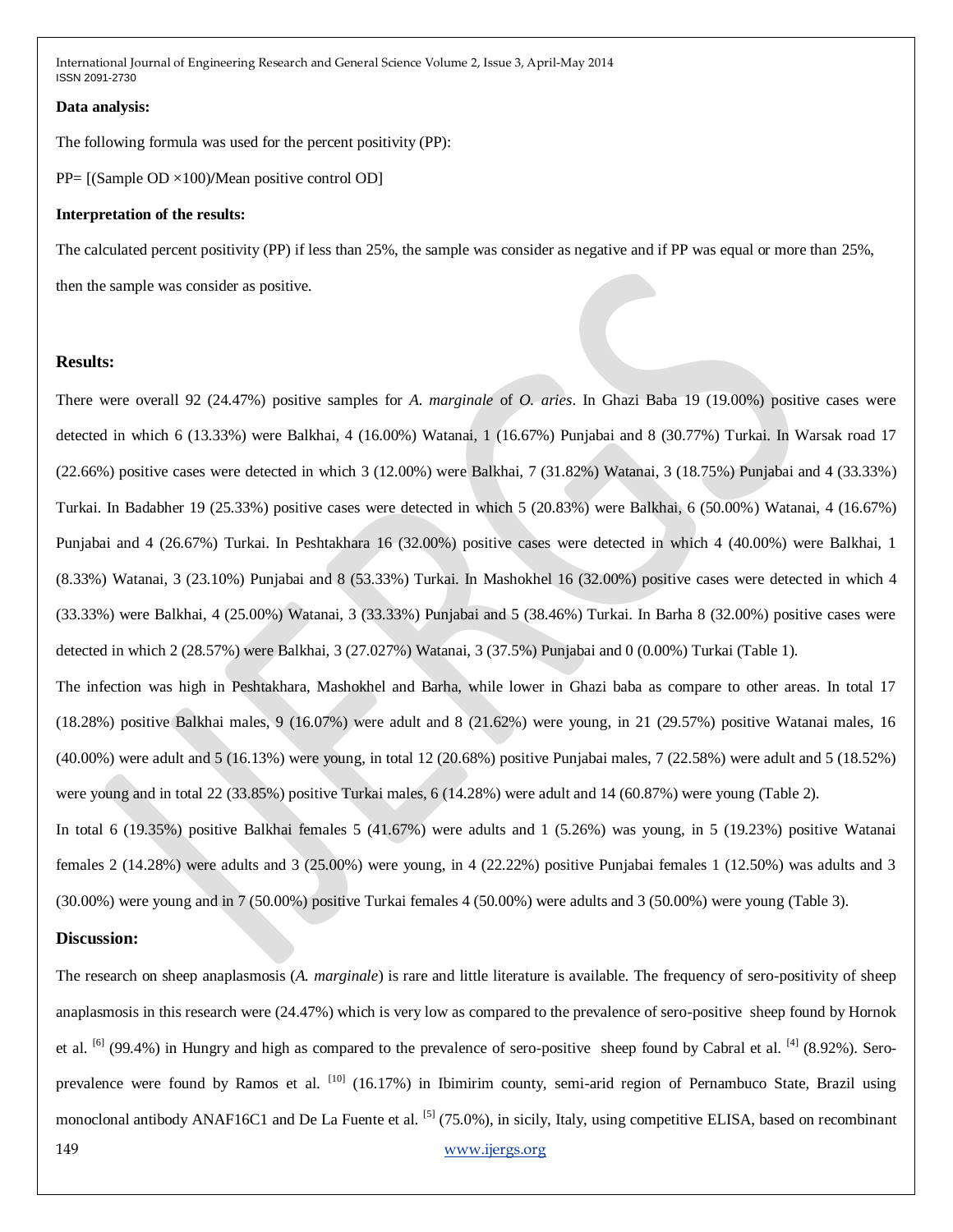**Data analysis:**

The following formula was used for the percent positivity (PP):

PP= [(Sample OD ×100)/Mean positive control OD]

**Interpretation of the results:**

The calculated percent positivity (PP) if less than 25%, the sample was consider as negative and if PP was equal or more than 25%, then the sample was consider as positive.

## Results:

There were overall 92 (24.47%) positive samples for *A. marginale* of *O. aries*. In Ghazi Baba 19 (19.00%) positive cases were detected in which 6 (13.33%) were Balkhai, 4 (16.00%) Watanai, 1 (16.67%) Punjabai and 8 (30.77%) Turkai. In Warsak road 17 (22.66%) positive cases were detected in which 3 (12.00%) were Balkhai, 7 (31.82%) Watanai, 3 (18.75%) Punjabai and 4 (33.33%) Turkai. In Badabher 19 (25.33%) positive cases were detected in which 5 (20.83%) were Balkhai, 6 (50.00%) Watanai, 4 (16.67%) Punjabai and 4 (26.67%) Turkai. In Peshtakhara 16 (32.00%) positive cases were detected in which 4 (40.00%) were Balkhai, 1 (8.33%) Watanai, 3 (23.10%) Punjabai and 8 (53.33%) Turkai. In Mashokhel 16 (32.00%) positive cases were detected in which 4 (33.33%) were Balkhai, 4 (25.00%) Watanai, 3 (33.33%) Punjabai and 5 (38.46%) Turkai. In Barha 8 (32.00%) positive cases were detected in which 2 (28.57%) were Balkhai, 3 (27.027%) Watanai, 3 (37.5%) Punjabai and 0 (0.00%) Turkai (Table 1).

The infection was high in Peshtakhara, Mashokhel and Barha, while lower in Ghazi baba as compare to other areas. In total 17 (18.28%) positive Balkhai males, 9 (16.07%) were adult and 8 (21.62%) were young, in 21 (29.57%) positive Watanai males, 16 (40.00%) were adult and 5 (16.13%) were young, in total 12 (20.68%) positive Punjabai males, 7 (22.58%) were adult and 5 (18.52%) were young and in total 22 (33.85%) positive Turkai males, 6 (14.28%) were adult and 14 (60.87%) were young (Table 2).

In total 6 (19.35%) positive Balkhai females 5 (41.67%) were adults and 1 (5.26%) was young, in 5 (19.23%) positive Watanai females 2 (14.28%) were adults and 3 (25.00%) were young, in 4 (22.22%) positive Punjabai females 1 (12.50%) was adults and 3 (30.00%) were young and in 7 (50.00%) positive Turkai females 4 (50.00%) were adults and 3 (50.00%) were young (Table 3).

## Discussion:

The research on sheep anaplasmosis (*A. marginale*) is rare and little literature is available. The frequency of sero-positivity of sheep anaplasmosis in this research were (24.47%) which is very low as compared to the prevalence of sero-positive sheep found by Hornok et al. [6] (99.4%) in Hungry and high as compared to the prevalence of sero-positive sheep found by Cabral et al. [4] (8.92%). Sero-prevalence were found by Ramos et al. [10] (16.17%) in Ibimirim county, semi-arid region of Pernambuco State, Brazil using monoclonal antibody ANAF16C1 and De La Fuente et al. [5] (75.0%), in sicily, Italy, using competitive ELISA, based on recombinant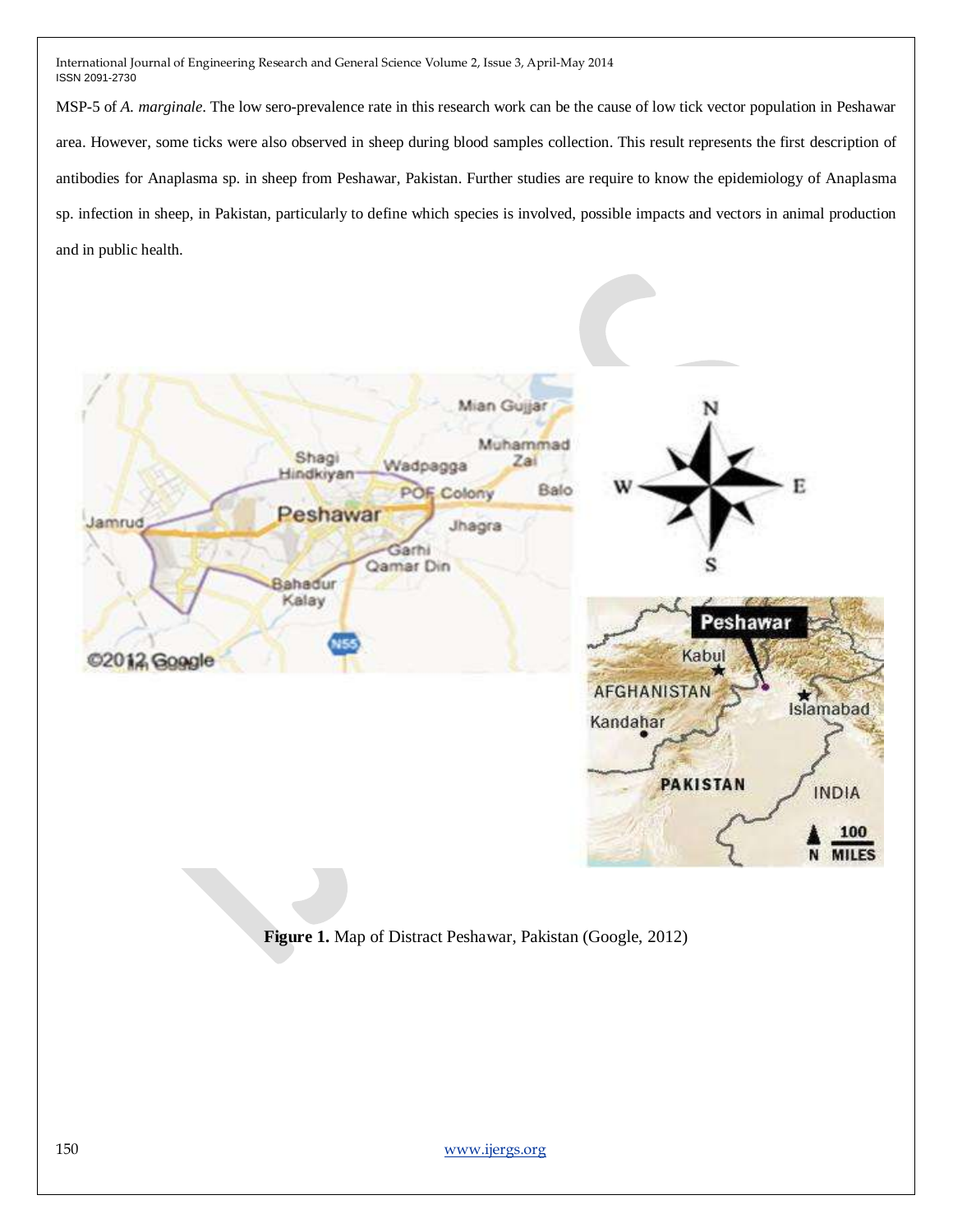MSP-5 of *A. marginale*. The low sero-prevalence rate in this research work can be the cause of low tick vector population in Peshawar area. However, some ticks were also observed in sheep during blood samples collection. This result represents the first description of antibodies for Anaplasma sp. in sheep from Peshawar, Pakistan. Further studies are require to know the epidemiology of Anaplasma sp. infection in sheep, in Pakistan, particularly to define which species is involved, possible impacts and vectors in animal production and in public health.

**Figure 1.** Map of Distract Peshawar, Pakistan (Google, 2012)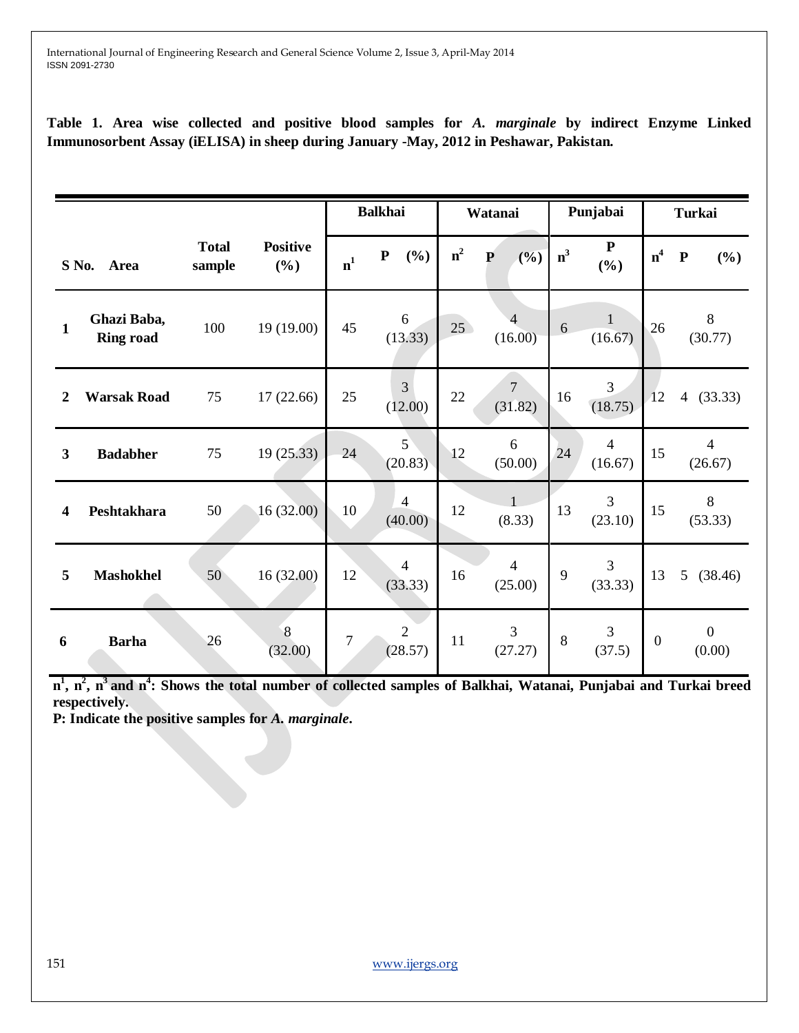**Table 1. Area wise collected and positive blood samples for *A. marginale* by indirect Enzyme Linked Immunosorbent Assay (iELISA) in sheep during January -May, 2012 in Peshawar, Pakistan.**

| S No. | Area | Total sample | Positive (%) | Balkhai | | Watanai | | Punjabai | | Turkai | |
|---|---|---|---|---|---|---|---|---|---|---|---|
| | | | | $n^1$ | P (%) | $n^2$ | P (%) | $n^3$ | P (%) | $n^4$ | P (%) |
| **1** | **Ghazi Baba, Ring road** | 100 | 19 (19.00) | 45 | 6 (13.33) | 25 | 4 (16.00) | 6 | 1 (16.67) | 26 | 8 (30.77) |
| **2** | **Warsak Road** | 75 | 17 (22.66) | 25 | 3 (12.00) | 22 | 7 (31.82) | 16 | 3 (18.75) | 12 | 4 (33.33) |
| **3** | **Badabher** | 75 | 19 (25.33) | 24 | 5 (20.83) | 12 | 6 (50.00) | 24 | 4 (16.67) | 15 | 4 (26.67) |
| **4** | **Peshtakhara** | 50 | 16 (32.00) | 10 | 4 (40.00) | 12 | 1 (8.33) | 13 | 3 (23.10) | 15 | 8 (53.33) |
| **5** | **Mashokhel** | 50 | 16 (32.00) | 12 | 4 (33.33) | 16 | 4 (25.00) | 9 | 3 (33.33) | 13 | 5 (38.46) |
| **6** | **Barha** | 26 | 8 (32.00) | 7 | 2 (28.57) | 11 | 3 (27.27) | 8 | 3 (37.5) | 0 | 0 (0.00) |

**$n^1$, $n^2$, $n^3$ and $n^4$: Shows the total number of collected samples of Balkhai, Watanai, Punjabai and Turkai breed respectively.**

**P: Indicate the positive samples for *A. marginale*.**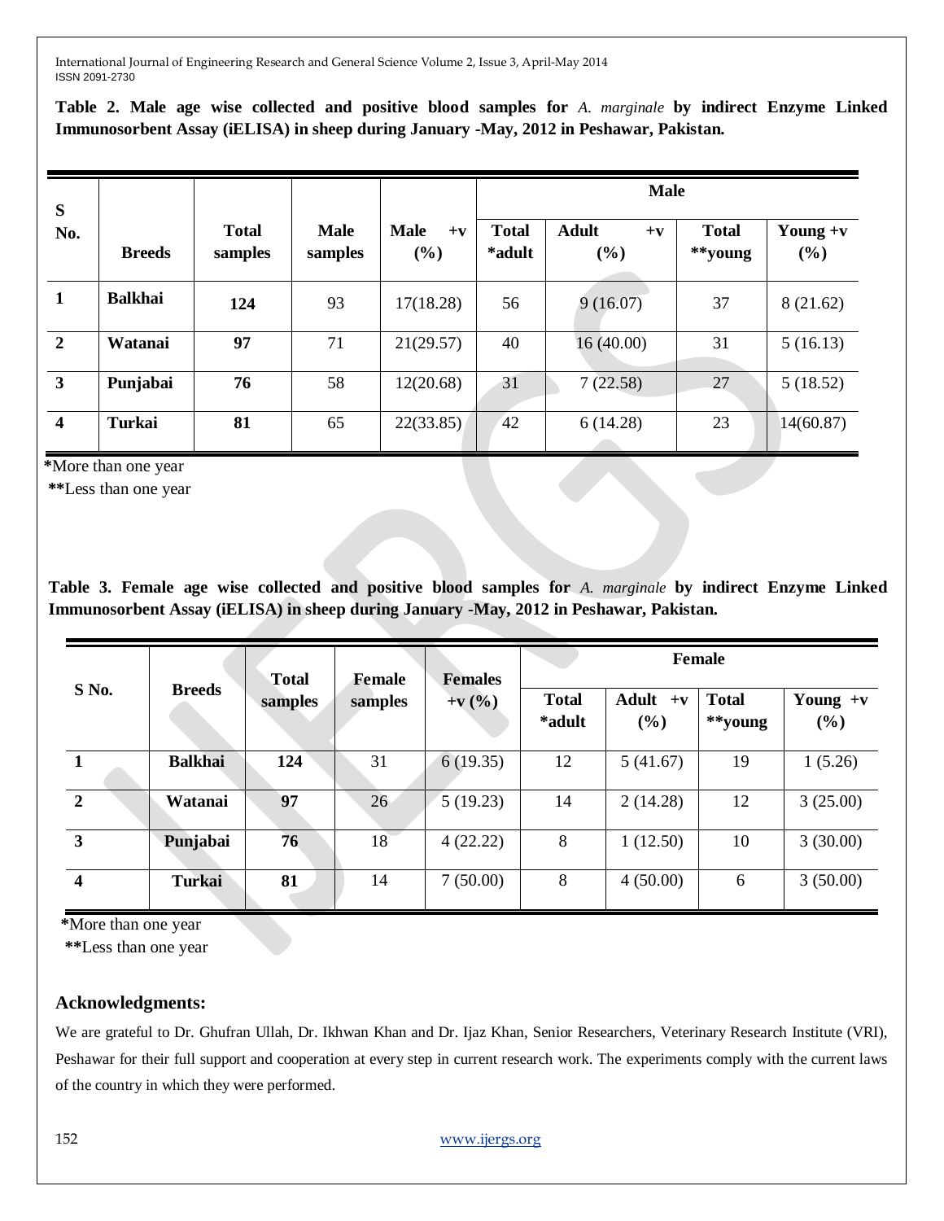**Table 2. Male age wise collected and positive blood samples for *A. marginale* by indirect Enzyme Linked Immunosorbent Assay (iELISA) in sheep during January -May, 2012 in Peshawar, Pakistan.**

| S No. | Breeds | Total samples | Male samples | Male +v (%) | Male | | | |
|---|---|---|---|---|---|---|---|---|
| | | | | | Total *adult | Adult +v (%) | Total **young | Young +v (%) |
| 1 | Balkhai | 124 | 93 | 17(18.28) | 56 | 9 (16.07) | 37 | 8 (21.62) |
| 2 | Watanai | 97 | 71 | 21(29.57) | 40 | 16 (40.00) | 31 | 5 (16.13) |
| 3 | Punjabai | 76 | 58 | 12(20.68) | 31 | 7 (22.58) | 27 | 5 (18.52) |
| 4 | Turkai | 81 | 65 | 22(33.85) | 42 | 6 (14.28) | 23 | 14(60.87) |

*More than one year

**Less than one year

**Table 3. Female age wise collected and positive blood samples for *A. marginale* by indirect Enzyme Linked Immunosorbent Assay (iELISA) in sheep during January -May, 2012 in Peshawar, Pakistan.**

| S No. | Breeds | Total samples | Female samples | Females +v (%) | Female | | | |
|---|---|---|---|---|---|---|---|---|
| | | | | | Total *adult | Adult +v (%) | Total **young | Young +v (%) |
| 1 | Balkhai | 124 | 31 | 6 (19.35) | 12 | 5 (41.67) | 19 | 1 (5.26) |
| 2 | Watanai | 97 | 26 | 5 (19.23) | 14 | 2 (14.28) | 12 | 3 (25.00) |
| 3 | Punjabai | 76 | 18 | 4 (22.22) | 8 | 1 (12.50) | 10 | 3 (30.00) |
| 4 | Turkai | 81 | 14 | 7 (50.00) | 8 | 4 (50.00) | 6 | 3 (50.00) |

*More than one year

**Less than one year

## Acknowledgments:

We are grateful to Dr. Ghufran Ullah, Dr. Ikhwan Khan and Dr. Ijaz Khan, Senior Researchers, Veterinary Research Institute (VRI), Peshawar for their full support and cooperation at every step in current research work. The experiments comply with the current laws of the country in which they were performed.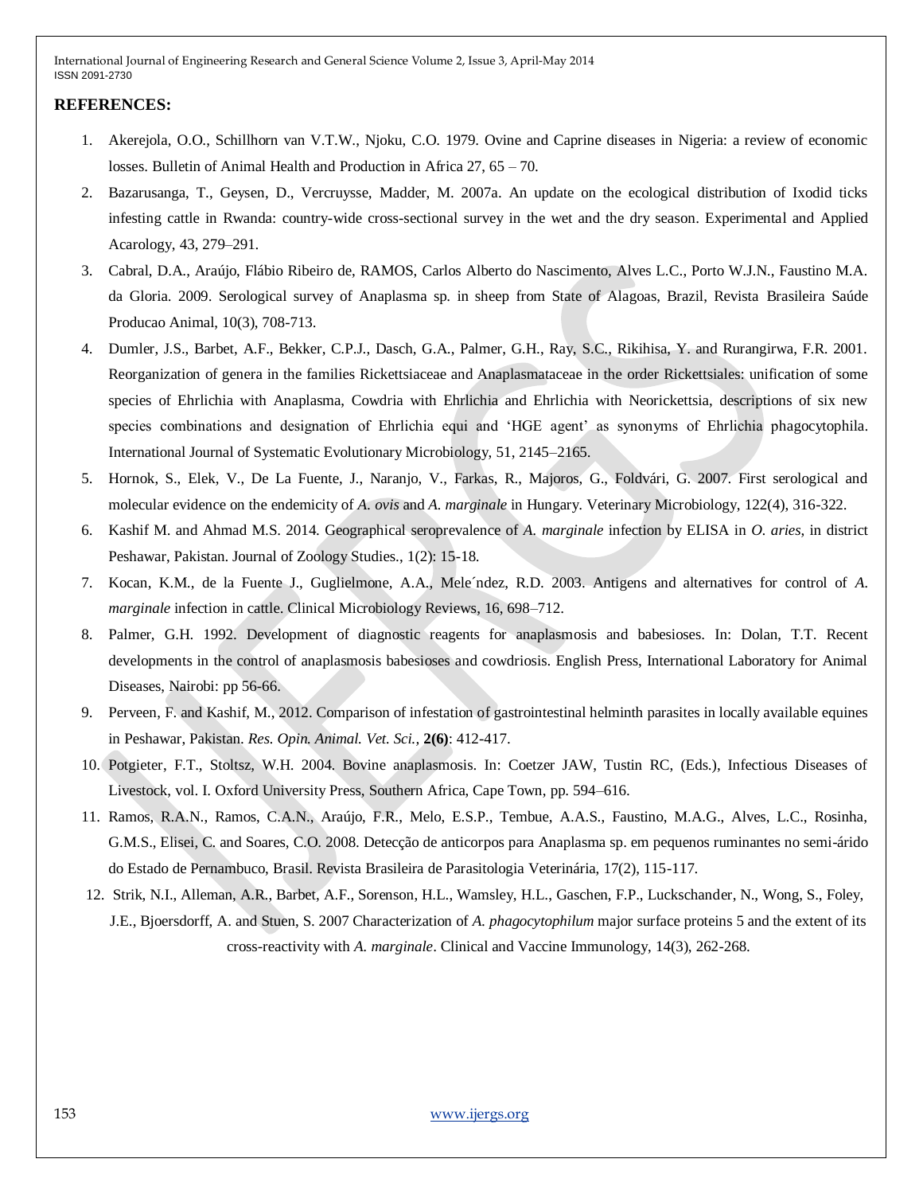## REFERENCES:

1. Akerejola, O.O., Schillhorn van V.T.W., Njoku, C.O. 1979. Ovine and Caprine diseases in Nigeria: a review of economic losses. Bulletin of Animal Health and Production in Africa 27, 65 – 70.
2. Bazarusanga, T., Geysen, D., Vercruysse, Madder, M. 2007a. An update on the ecological distribution of Ixodid ticks infesting cattle in Rwanda: country-wide cross-sectional survey in the wet and the dry season. Experimental and Applied Acarology, 43, 279–291.
3. Cabral, D.A., Araújo, Flábio Ribeiro de, RAMOS, Carlos Alberto do Nascimento, Alves L.C., Porto W.J.N., Faustino M.A. da Gloria. 2009. Serological survey of Anaplasma sp. in sheep from State of Alagoas, Brazil, Revista Brasileira Saúde Producao Animal, 10(3), 708-713.
4. Dumler, J.S., Barbet, A.F., Bekker, C.P.J., Dasch, G.A., Palmer, G.H., Ray, S.C., Rikihisa, Y. and Rurangirwa, F.R. 2001. Reorganization of genera in the families Rickettsiaceae and Anaplasmataceae in the order Rickettsiales: unification of some species of Ehrlichia with Anaplasma, Cowdria with Ehrlichia and Ehrlichia with Neorickettsia, descriptions of six new species combinations and designation of Ehrlichia equi and 'HGE agent' as synonyms of Ehrlichia phagocytophila. International Journal of Systematic Evolutionary Microbiology, 51, 2145–2165.
5. Hornok, S., Elek, V., De La Fuente, J., Naranjo, V., Farkas, R., Majoros, G., Foldvári, G. 2007. First serological and molecular evidence on the endemicity of *A. ovis* and *A. marginale* in Hungary. Veterinary Microbiology, 122(4), 316-322.
6. Kashif M. and Ahmad M.S. 2014. Geographical seroprevalence of *A. marginale* infection by ELISA in *O. aries*, in district Peshawar, Pakistan. Journal of Zoology Studies., 1(2): 15-18.
7. Kocan, K.M., de la Fuente J., Guglielmone, A.A., Mele´ndez, R.D. 2003. Antigens and alternatives for control of *A. marginale* infection in cattle. Clinical Microbiology Reviews, 16, 698–712.
8. Palmer, G.H. 1992. Development of diagnostic reagents for anaplasmosis and babesioses. In: Dolan, T.T. Recent developments in the control of anaplasmosis babesioses and cowdriosis. English Press, International Laboratory for Animal Diseases, Nairobi: pp 56-66.
9. Perveen, F. and Kashif, M., 2012. Comparison of infestation of gastrointestinal helminth parasites in locally available equines in Peshawar, Pakistan. *Res. Opin. Animal. Vet. Sci.,* **2(6)**: 412-417.
10. Potgieter, F.T., Stoltsz, W.H. 2004. Bovine anaplasmosis. In: Coetzer JAW, Tustin RC, (Eds.), Infectious Diseases of Livestock, vol. I. Oxford University Press, Southern Africa, Cape Town, pp. 594–616.
11. Ramos, R.A.N., Ramos, C.A.N., Araújo, F.R., Melo, E.S.P., Tembue, A.A.S., Faustino, M.A.G., Alves, L.C., Rosinha, G.M.S., Elisei, C. and Soares, C.O. 2008. Detecção de anticorpos para Anaplasma sp. em pequenos ruminantes no semi-árido do Estado de Pernambuco, Brasil. Revista Brasileira de Parasitologia Veterinária, 17(2), 115-117.
12. Strik, N.I., Alleman, A.R., Barbet, A.F., Sorenson, H.L., Wamsley, H.L., Gaschen, F.P., Luckschander, N., Wong, S., Foley, J.E., Bjoersdorff, A. and Stuen, S. 2007 Characterization of *A. phagocytophilum* major surface proteins 5 and the extent of its cross-reactivity with *A. marginale*. Clinical and Vaccine Immunology, 14(3), 262-268.